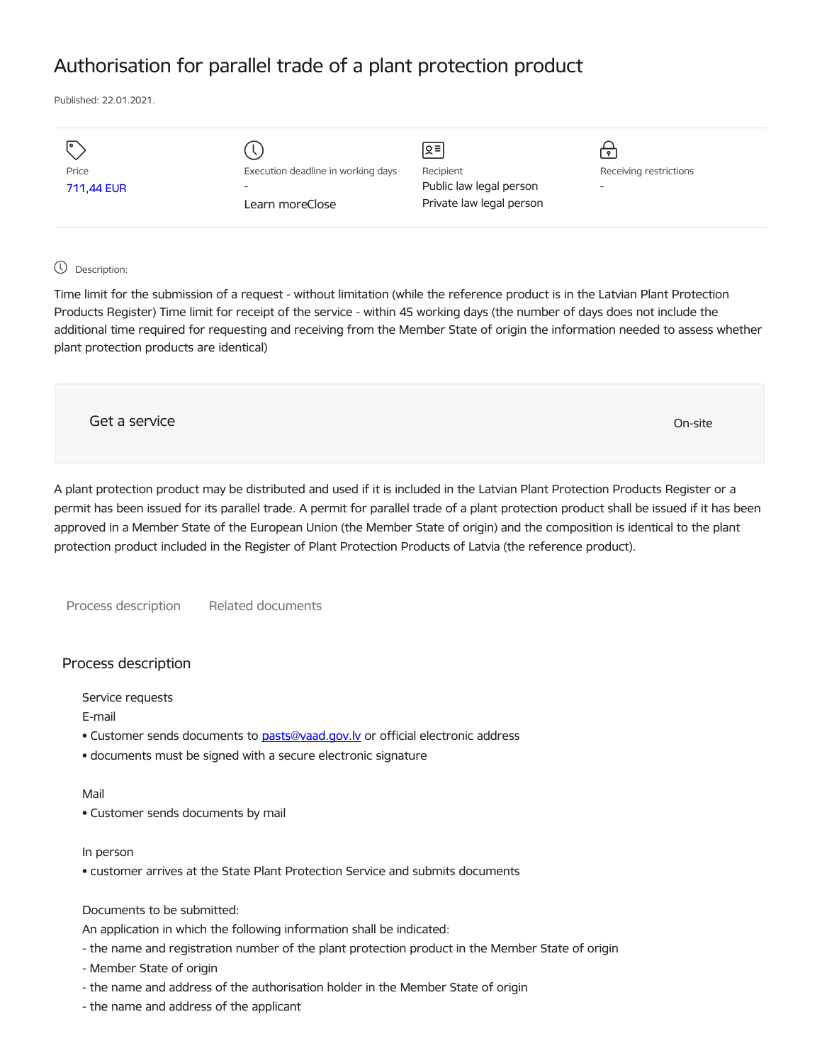# Authorisation for parallel trade of a plant protection product

Published: 22.01.2021.

| Price | Execution deadline in working days | Recipient | Receiving restrictions |
| --- | --- | --- | --- |
| 711,44 EUR | - | Public law legal person | - |
| | Learn moreClose | Private law legal person | |

Description:

Time limit for the submission of a request - without limitation (while the reference product is in the Latvian Plant Protection Products Register) Time limit for receipt of the service - within 45 working days (the number of days does not include the additional time required for requesting and receiving from the Member State of origin the information needed to assess whether plant protection products are identical)

Get a service — On-site

A plant protection product may be distributed and used if it is included in the Latvian Plant Protection Products Register or a permit has been issued for its parallel trade. A permit for parallel trade of a plant protection product shall be issued if it has been approved in a Member State of the European Union (the Member State of origin) and the composition is identical to the plant protection product included in the Register of Plant Protection Products of Latvia (the reference product).

Process description    Related documents

## Process description

Service requests

E-mail

- Customer sends documents to pasts@vaad.gov.lv or official electronic address
- documents must be signed with a secure electronic signature

Mail

- Customer sends documents by mail

In person

- customer arrives at the State Plant Protection Service and submits documents

Documents to be submitted:

An application in which the following information shall be indicated:

- the name and registration number of the plant protection product in the Member State of origin
- Member State of origin
- the name and address of the authorisation holder in the Member State of origin
- the name and address of the applicant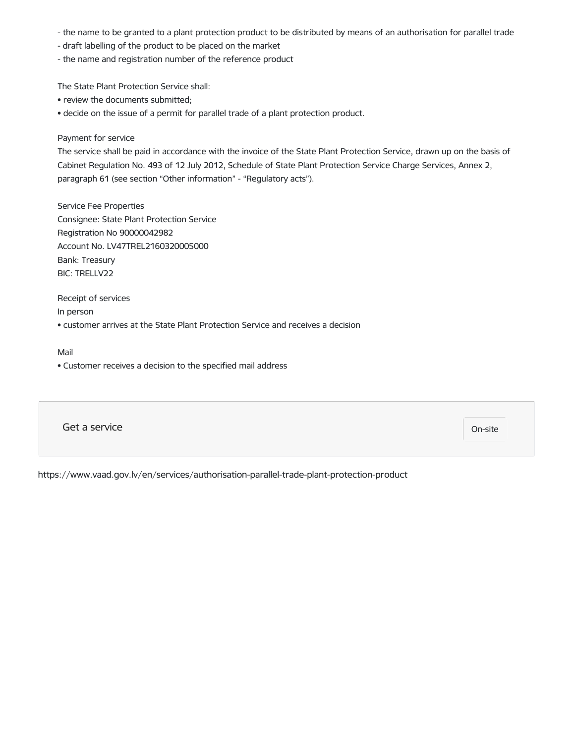- the name to be granted to a plant protection product to be distributed by means of an authorisation for parallel trade
- draft labelling of the product to be placed on the market
- the name and registration number of the reference product

The State Plant Protection Service shall:

- review the documents submitted;
- decide on the issue of a permit for parallel trade of a plant protection product.

Payment for service

The service shall be paid in accordance with the invoice of the State Plant Protection Service, drawn up on the basis of Cabinet Regulation No. 493 of 12 July 2012, Schedule of State Plant Protection Service Charge Services, Annex 2, paragraph 61 (see section "Other information" - "Regulatory acts").

Service Fee Properties
Consignee: State Plant Protection Service
Registration No 90000042982
Account No. LV47TREL2160320005000
Bank: Treasury
BIC: TRELLV22

Receipt of services

In person

- customer arrives at the State Plant Protection Service and receives a decision

Mail

- Customer receives a decision to the specified mail address

Get a service

On-site

https://www.vaad.gov.lv/en/services/authorisation-parallel-trade-plant-protection-product